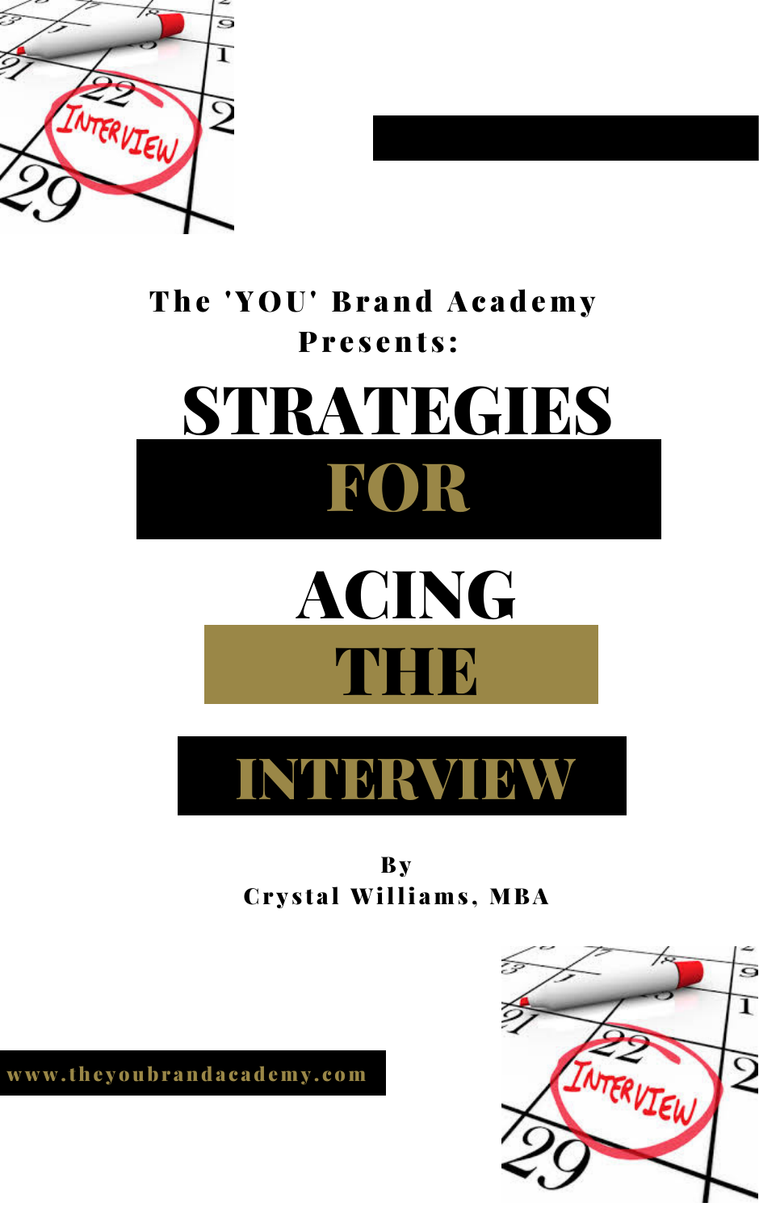The 'YOU' Brand Academy Presents:

# STRATEGIES FOR ACING THE INTERVIEW

By
Crystal Williams, MBA

www.theyoubrandacademy.com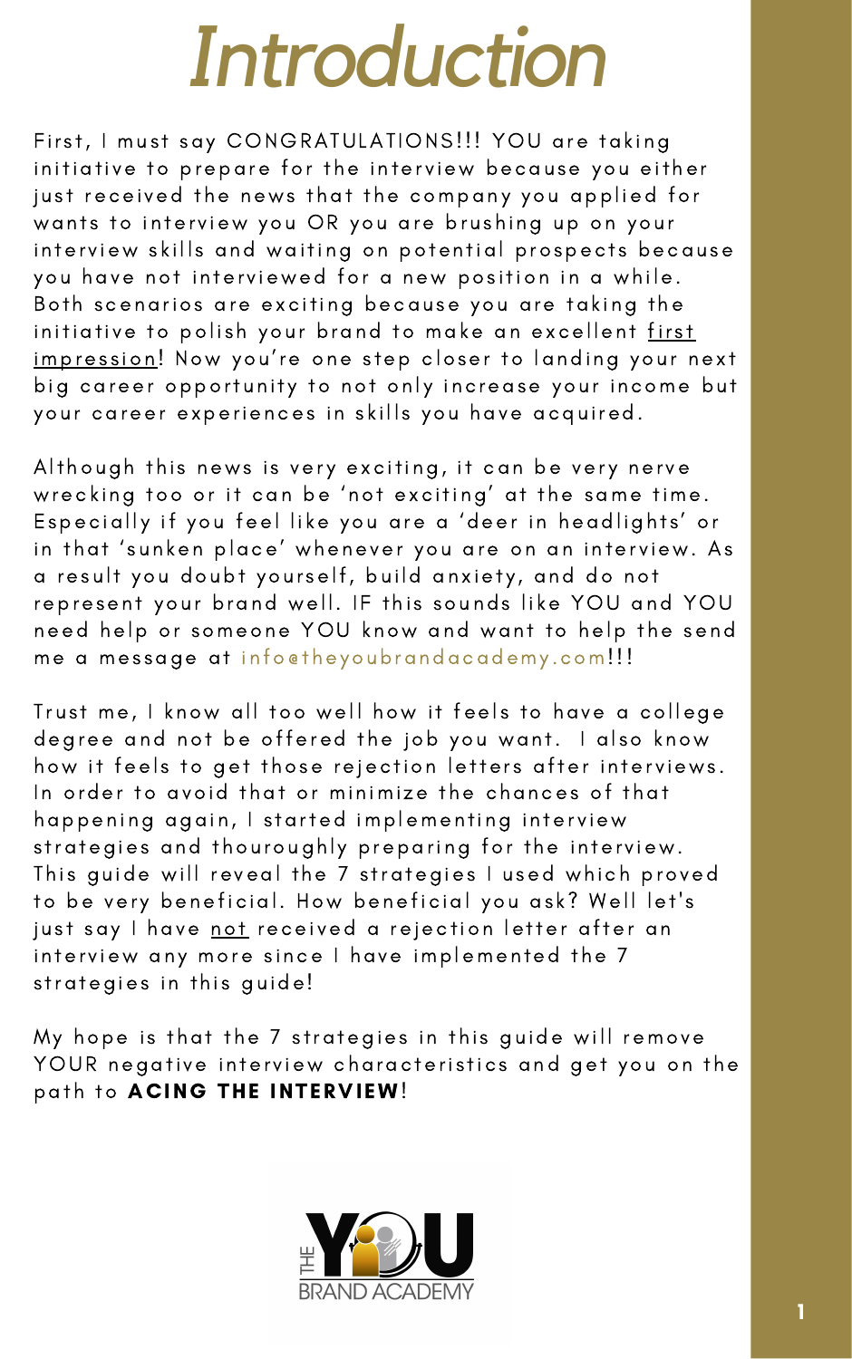# Introduction

First, I must say CONGRATULATIONS!!! YOU are taking initiative to prepare for the interview because you either just received the news that the company you applied for wants to interview you OR you are brushing up on your interview skills and waiting on potential prospects because you have not interviewed for a new position in a while. Both scenarios are exciting because you are taking the initiative to polish your brand to make an excellent first impression! Now you're one step closer to landing your next big career opportunity to not only increase your income but your career experiences in skills you have acquired.

Although this news is very exciting, it can be very nerve wrecking too or it can be 'not exciting' at the same time. Especially if you feel like you are a 'deer in headlights' or in that 'sunken place' whenever you are on an interview. As a result you doubt yourself, build anxiety, and do not represent your brand well. IF this sounds like YOU and YOU need help or someone YOU know and want to help the send me a message at info@theyoubrandacademy.com!!!

Trust me, I know all too well how it feels to have a college degree and not be offered the job you want. I also know how it feels to get those rejection letters after interviews. In order to avoid that or minimize the chances of that happening again, I started implementing interview strategies and thouroughly preparing for the interview. This guide will reveal the 7 strategies I used which proved to be very beneficial. How beneficial you ask? Well let's just say I have not received a rejection letter after an interview any more since I have implemented the 7 strategies in this guide!

My hope is that the 7 strategies in this guide will remove YOUR negative interview characteristics and get you on the path to **ACING THE INTERVIEW**!

THE YOU BRAND ACADEMY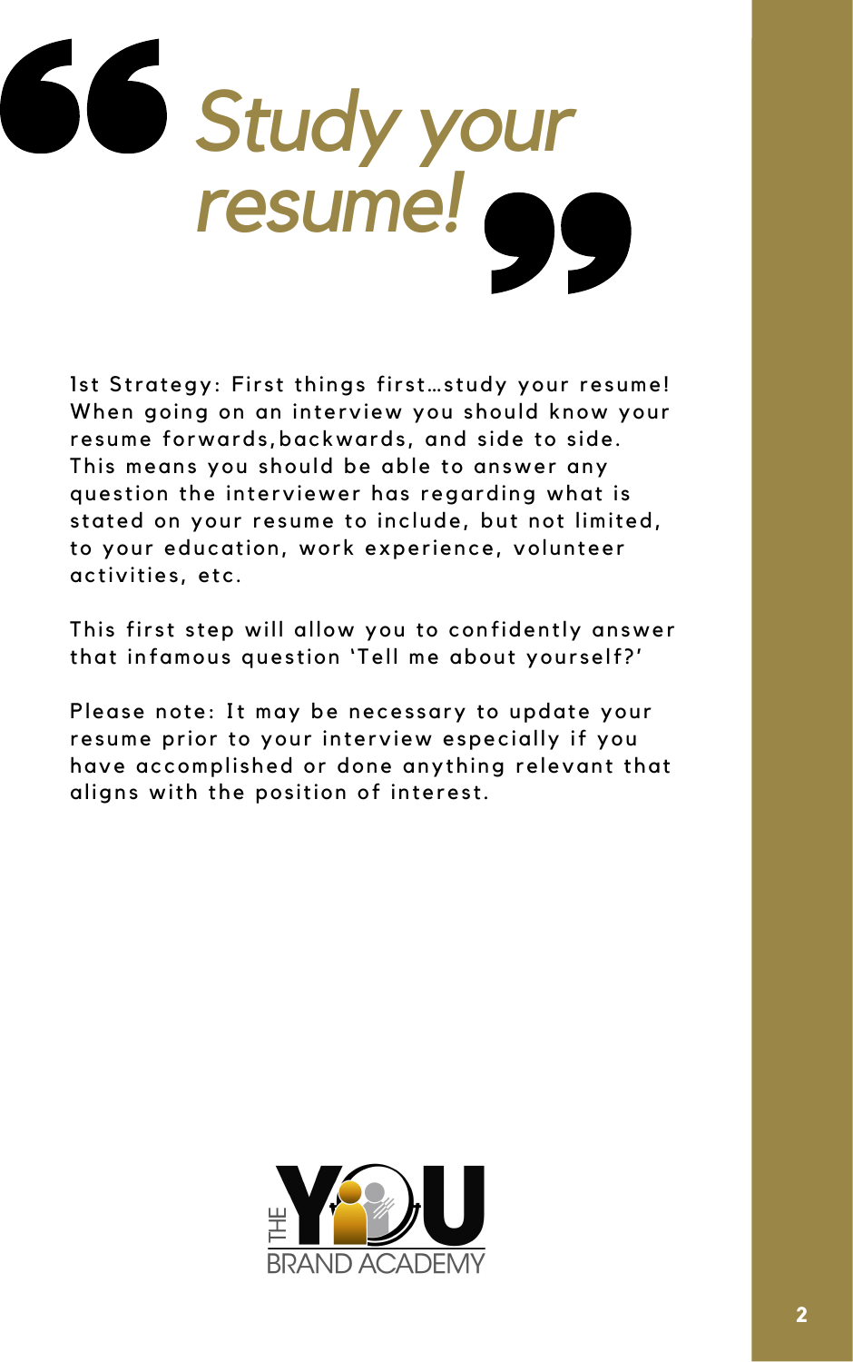# *Study your resume!*

1st Strategy: First things first…study your resume! When going on an interview you should know your resume forwards,backwards, and side to side. This means you should be able to answer any question the interviewer has regarding what is stated on your resume to include, but not limited, to your education, work experience, volunteer activities, etc.

This first step will allow you to confidently answer that infamous question 'Tell me about yourself?'

Please note: It may be necessary to update your resume prior to your interview especially if you have accomplished or done anything relevant that aligns with the position of interest.

THE YOU BRAND ACADEMY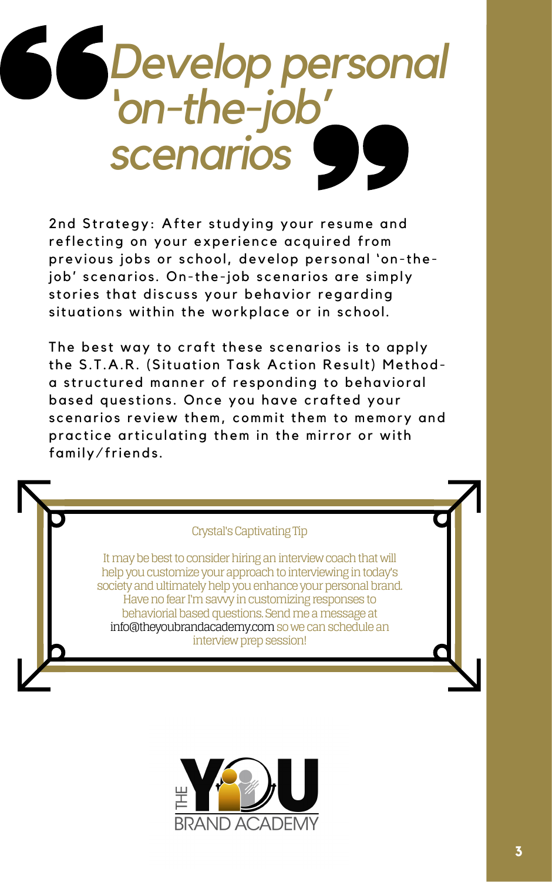# *Develop personal 'on-the-job' scenarios*

2nd Strategy: After studying your resume and reflecting on your experience acquired from previous jobs or school, develop personal 'on-the-job' scenarios. On-the-job scenarios are simply stories that discuss your behavior regarding situations within the workplace or in school.

The best way to craft these scenarios is to apply the S.T.A.R. (Situation Task Action Result) Method- a structured manner of responding to behavioral based questions. Once you have crafted your scenarios review them, commit them to memory and practice articulating them in the mirror or with family/friends.

> **Crystal's Captivating Tip**
>
> It may be best to consider hiring an interview coach that will help you customize your approach to interviewing in today's society and ultimately help you enhance your personal brand. Have no fear I'm savvy in customizing responses to behaviorial based questions. Send me a message at info@theyoubrandacademy.com so we can schedule an interview prep session!

THE YOU BRAND ACADEMY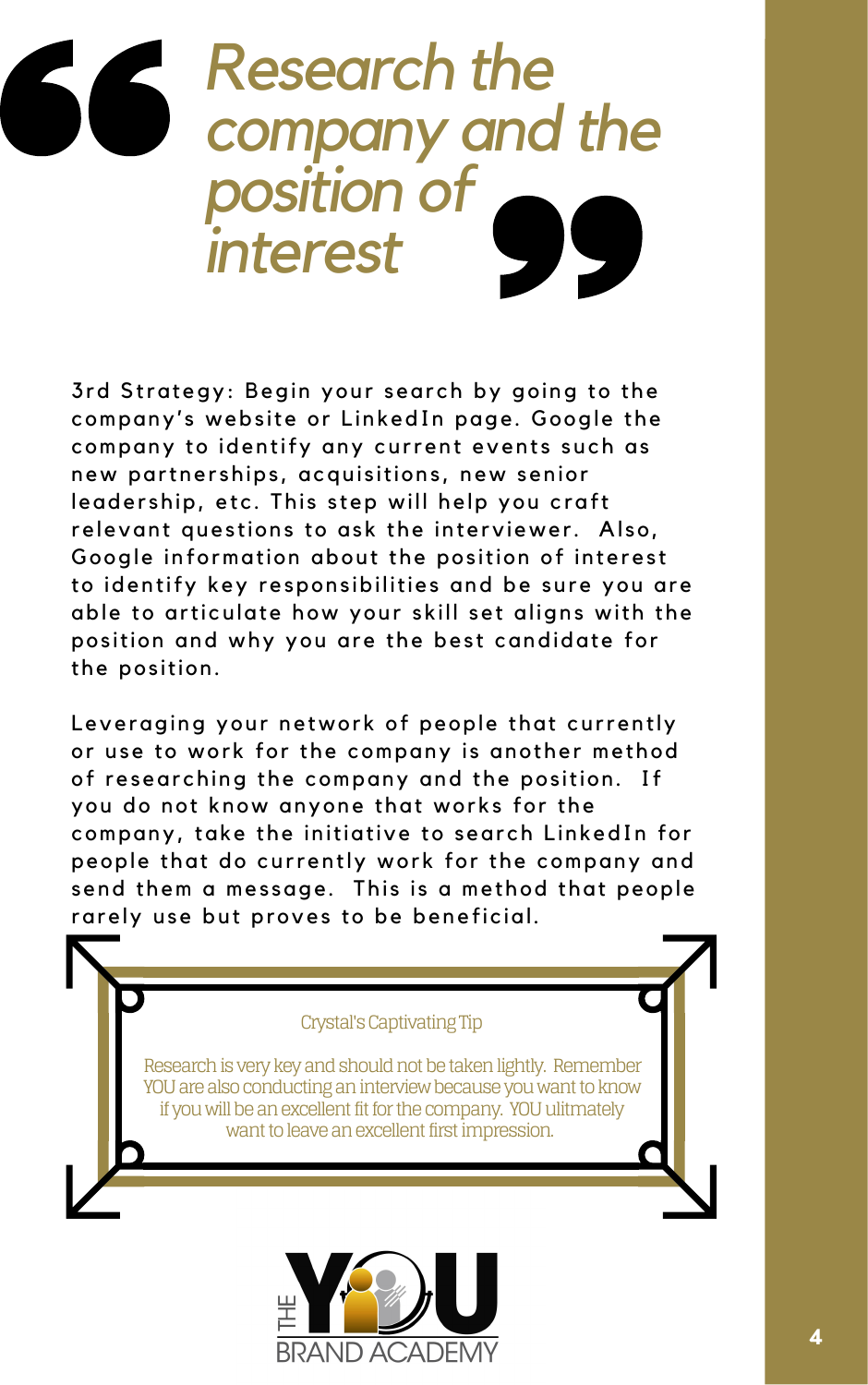# *Research the company and the position of interest*

3rd Strategy: Begin your search by going to the company's website or LinkedIn page. Google the company to identify any current events such as new partnerships, acquisitions, new senior leadership, etc. This step will help you craft relevant questions to ask the interviewer. Also, Google information about the position of interest to identify key responsibilities and be sure you are able to articulate how your skill set aligns with the position and why you are the best candidate for the position.

Leveraging your network of people that currently or use to work for the company is another method of researching the company and the position. If you do not know anyone that works for the company, take the initiative to search LinkedIn for people that do currently work for the company and send them a message. This is a method that people rarely use but proves to be beneficial.

> Crystal's Captivating Tip
>
> Research is very key and should not be taken lightly. Remember YOU are also conducting an interview because you want to know if you will be an excellent fit for the company. YOU ulitmately want to leave an excellent first impression.

THE YOU BRAND ACADEMY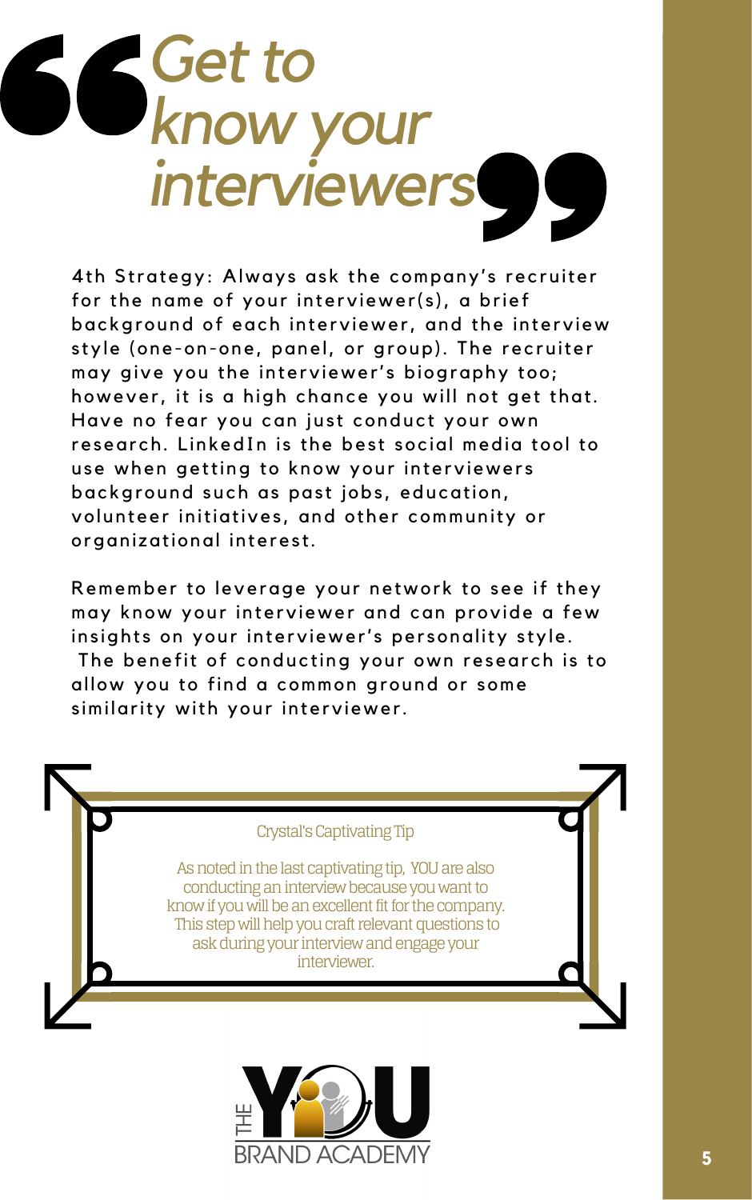# *Get to know your interviewers*

4th Strategy: Always ask the company's recruiter for the name of your interviewer(s), a brief background of each interviewer, and the interview style (one-on-one, panel, or group). The recruiter may give you the interviewer's biography too; however, it is a high chance you will not get that. Have no fear you can just conduct your own research. LinkedIn is the best social media tool to use when getting to know your interviewers background such as past jobs, education, volunteer initiatives, and other community or organizational interest.

Remember to leverage your network to see if they may know your interviewer and can provide a few insights on your interviewer's personality style. The benefit of conducting your own research is to allow you to find a common ground or some similarity with your interviewer.

> Crystal's Captivating Tip
>
> As noted in the last captivating tip, YOU are also conducting an interview because you want to know if you will be an excellent fit for the company. This step will help you craft relevant questions to ask during your interview and engage your interviewer.

THE YOU BRAND ACADEMY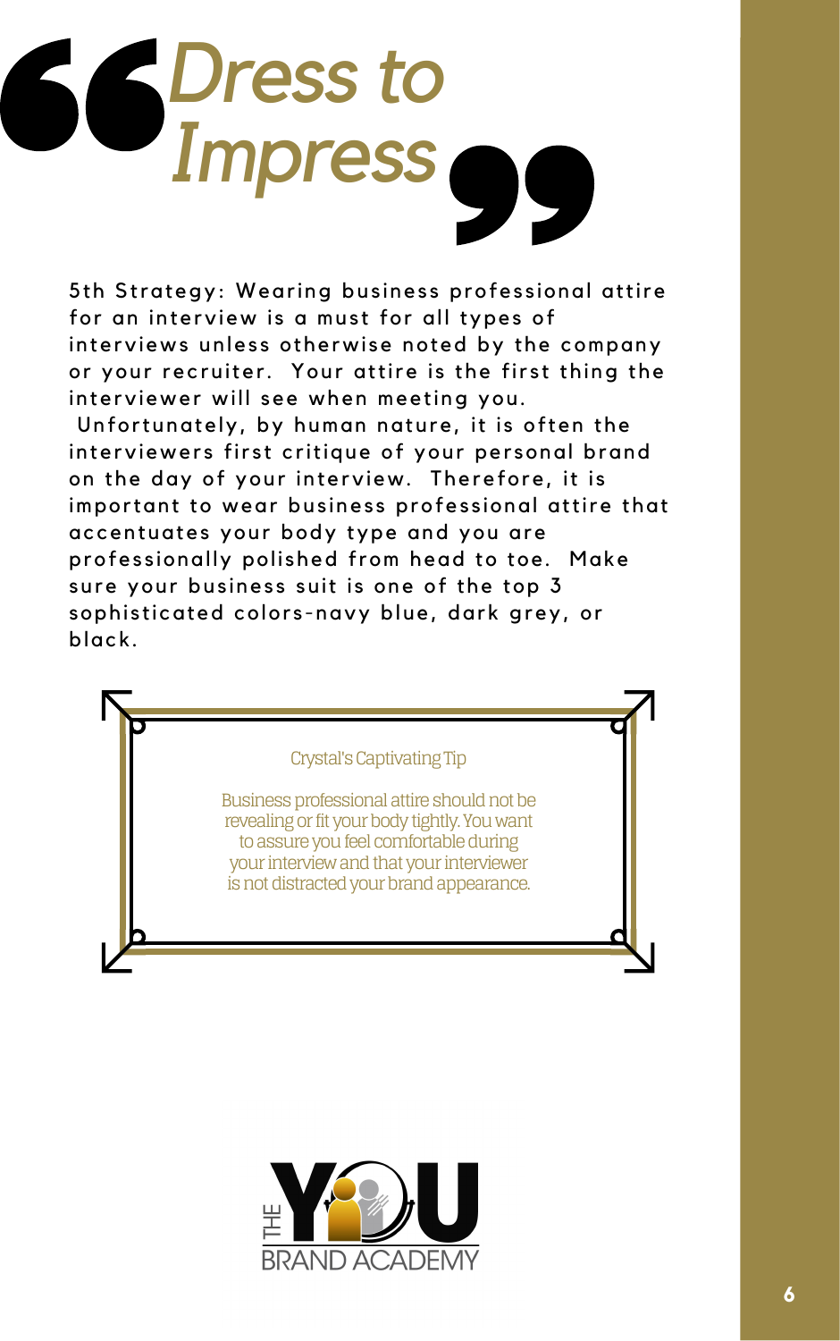# "Dress to Impress"

5th Strategy: Wearing business professional attire for an interview is a must for all types of interviews unless otherwise noted by the company or your recruiter. Your attire is the first thing the interviewer will see when meeting you. Unfortunately, by human nature, it is often the interviewers first critique of your personal brand on the day of your interview. Therefore, it is important to wear business professional attire that accentuates your body type and you are professionally polished from head to toe. Make sure your business suit is one of the top 3 sophisticated colors-navy blue, dark grey, or black.

> **Crystal's Captivating Tip**
>
> Business professional attire should not be revealing or fit your body tightly. You want to assure you feel comfortable during your interview and that your interviewer is not distracted your brand appearance.

THE YOU BRAND ACADEMY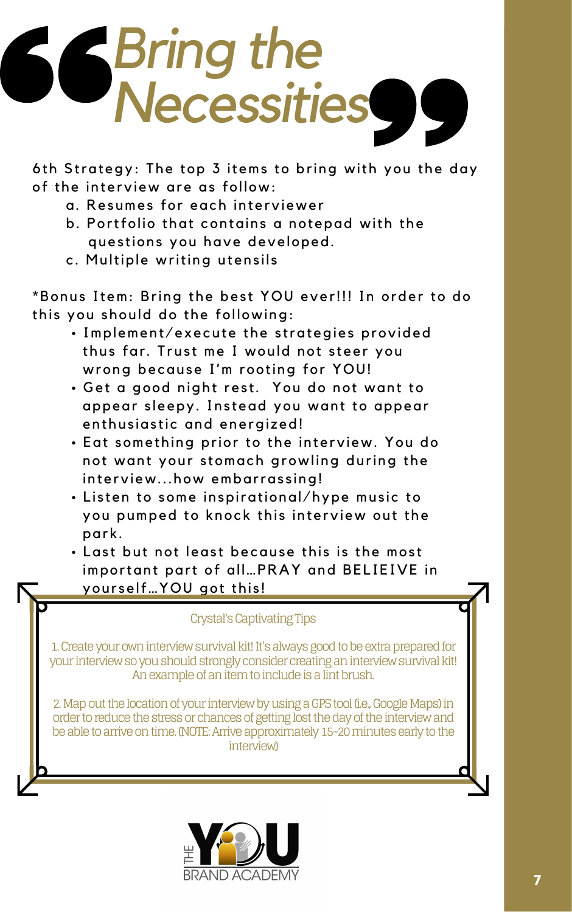# *Bring the Necessities*

6th Strategy: The top 3 items to bring with you the day of the interview are as follow:

a. Resumes for each interviewer
b. Portfolio that contains a notepad with the questions you have developed.
c. Multiple writing utensils

*Bonus Item: Bring the best YOU ever!!! In order to do this you should do the following:

- Implement/execute the strategies provided thus far. Trust me I would not steer you wrong because I'm rooting for YOU!
- Get a good night rest. You do not want to appear sleepy. Instead you want to appear enthusiastic and energized!
- Eat something prior to the interview. You do not want your stomach growling during the interview...how embarrassing!
- Listen to some inspirational/hype music to you pumped to knock this interview out the park.
- Last but not least because this is the most important part of all...PRAY and BELIEIVE in yourself...YOU got this!

Crystal's Captivating Tips

1. Create your own interview survival kit! It's always good to be extra prepared for your interview so you should strongly consider creating an interview survival kit! An example of an item to include is a lint brush.

2. Map out the location of your interview by using a GPS tool (i.e., Google Maps) in order to reduce the stress or chances of getting lost the day of the interview and be able to arrive on time. (NOTE: Arrive approximately 15-20 minutes early to the interview)

THE YOU BRAND ACADEMY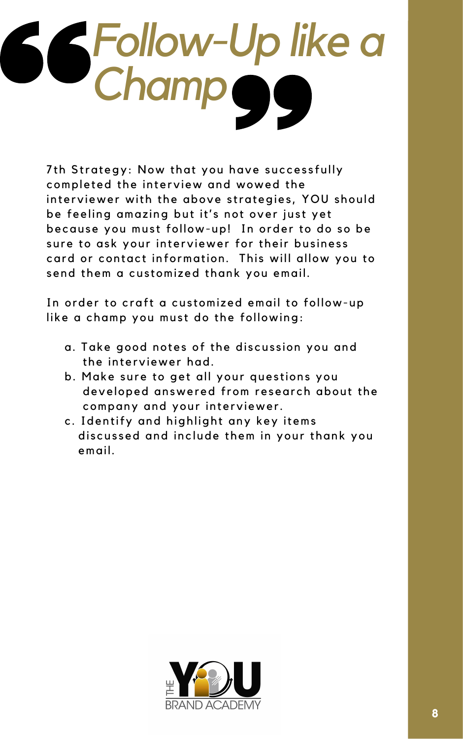# Follow-Up like a Champ

7th Strategy: Now that you have successfully completed the interview and wowed the interviewer with the above strategies, YOU should be feeling amazing but it's not over just yet because you must follow-up! In order to do so be sure to ask your interviewer for their business card or contact information. This will allow you to send them a customized thank you email.

In order to craft a customized email to follow-up like a champ you must do the following:

a. Take good notes of the discussion you and the interviewer had.
b. Make sure to get all your questions you developed answered from research about the company and your interviewer.
c. Identify and highlight any key items discussed and include them in your thank you email.

THE YOU BRAND ACADEMY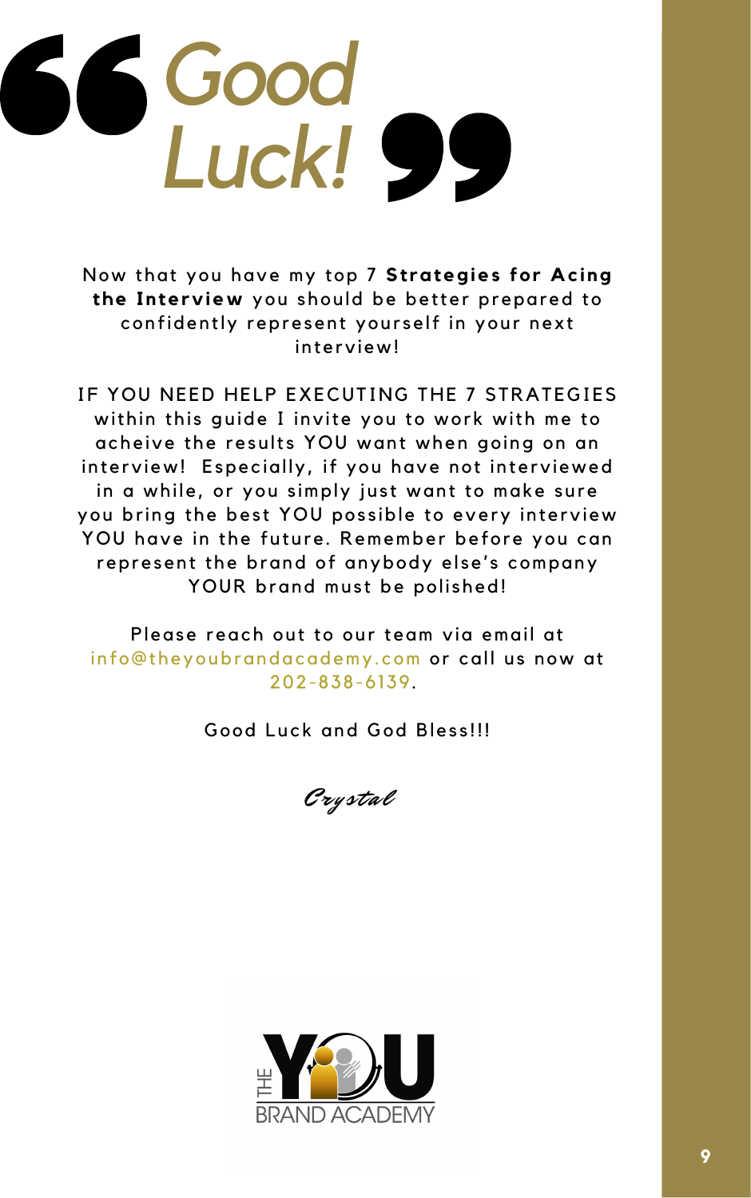# "Good Luck!"

Now that you have my top 7 **Strategies for Acing the Interview** you should be better prepared to confidently represent yourself in your next interview!

IF YOU NEED HELP EXECUTING THE 7 STRATEGIES within this guide I invite you to work with me to acheive the results YOU want when going on an interview! Especially, if you have not interviewed in a while, or you simply just want to make sure you bring the best YOU possible to every interview YOU have in the future. Remember before you can represent the brand of anybody else's company YOUR brand must be polished!

Please reach out to our team via email at info@theyoubrandacademy.com or call us now at 202-838-6139.

Good Luck and God Bless!!!

*Crystal*

THE YOU BRAND ACADEMY